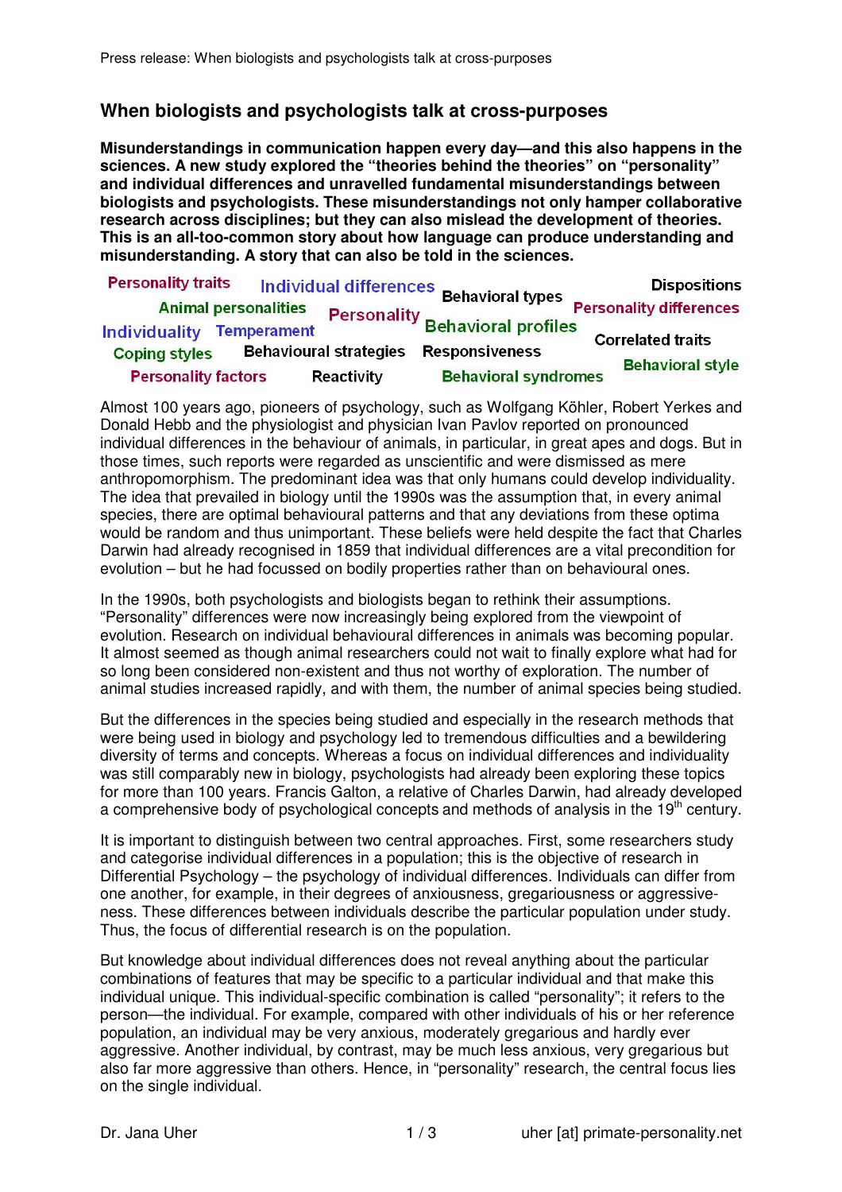## When biologists and psychologists talk at cross-purposes

**Misunderstandings in communication happen every day—and this also happens in the sciences. A new study explored the "theories behind the theories" on "personality" and individual differences and unravelled fundamental misunderstandings between biologists and psychologists. These misunderstandings not only hamper collaborative research across disciplines; but they can also mislead the development of theories. This is an all-too-common story about how language can produce understanding and misunderstanding. A story that can also be told in the sciences.**

Personality traits · Individual differences · Behavioral types · Dispositions · Animal personalities · Personality · Personality differences · Individuality · Temperament · Behavioral profiles · Coping styles · Behavioural strategies · Responsiveness · Correlated traits · Personality factors · Reactivity · Behavioral syndromes · Behavioral style

Almost 100 years ago, pioneers of psychology, such as Wolfgang Köhler, Robert Yerkes and Donald Hebb and the physiologist and physician Ivan Pavlov reported on pronounced individual differences in the behaviour of animals, in particular, in great apes and dogs. But in those times, such reports were regarded as unscientific and were dismissed as mere anthropomorphism. The predominant idea was that only humans could develop individuality. The idea that prevailed in biology until the 1990s was the assumption that, in every animal species, there are optimal behavioural patterns and that any deviations from these optima would be random and thus unimportant. These beliefs were held despite the fact that Charles Darwin had already recognised in 1859 that individual differences are a vital precondition for evolution – but he had focussed on bodily properties rather than on behavioural ones.

In the 1990s, both psychologists and biologists began to rethink their assumptions. "Personality" differences were now increasingly being explored from the viewpoint of evolution. Research on individual behavioural differences in animals was becoming popular. It almost seemed as though animal researchers could not wait to finally explore what had for so long been considered non-existent and thus not worthy of exploration. The number of animal studies increased rapidly, and with them, the number of animal species being studied.

But the differences in the species being studied and especially in the research methods that were being used in biology and psychology led to tremendous difficulties and a bewildering diversity of terms and concepts. Whereas a focus on individual differences and individuality was still comparably new in biology, psychologists had already been exploring these topics for more than 100 years. Francis Galton, a relative of Charles Darwin, had already developed a comprehensive body of psychological concepts and methods of analysis in the 19th century.

It is important to distinguish between two central approaches. First, some researchers study and categorise individual differences in a population; this is the objective of research in Differential Psychology – the psychology of individual differences. Individuals can differ from one another, for example, in their degrees of anxiousness, gregariousness or aggressive-ness. These differences between individuals describe the particular population under study. Thus, the focus of differential research is on the population.

But knowledge about individual differences does not reveal anything about the particular combinations of features that may be specific to a particular individual and that make this individual unique. This individual-specific combination is called "personality"; it refers to the person—the individual. For example, compared with other individuals of his or her reference population, an individual may be very anxious, moderately gregarious and hardly ever aggressive. Another individual, by contrast, may be much less anxious, very gregarious but also far more aggressive than others. Hence, in "personality" research, the central focus lies on the single individual.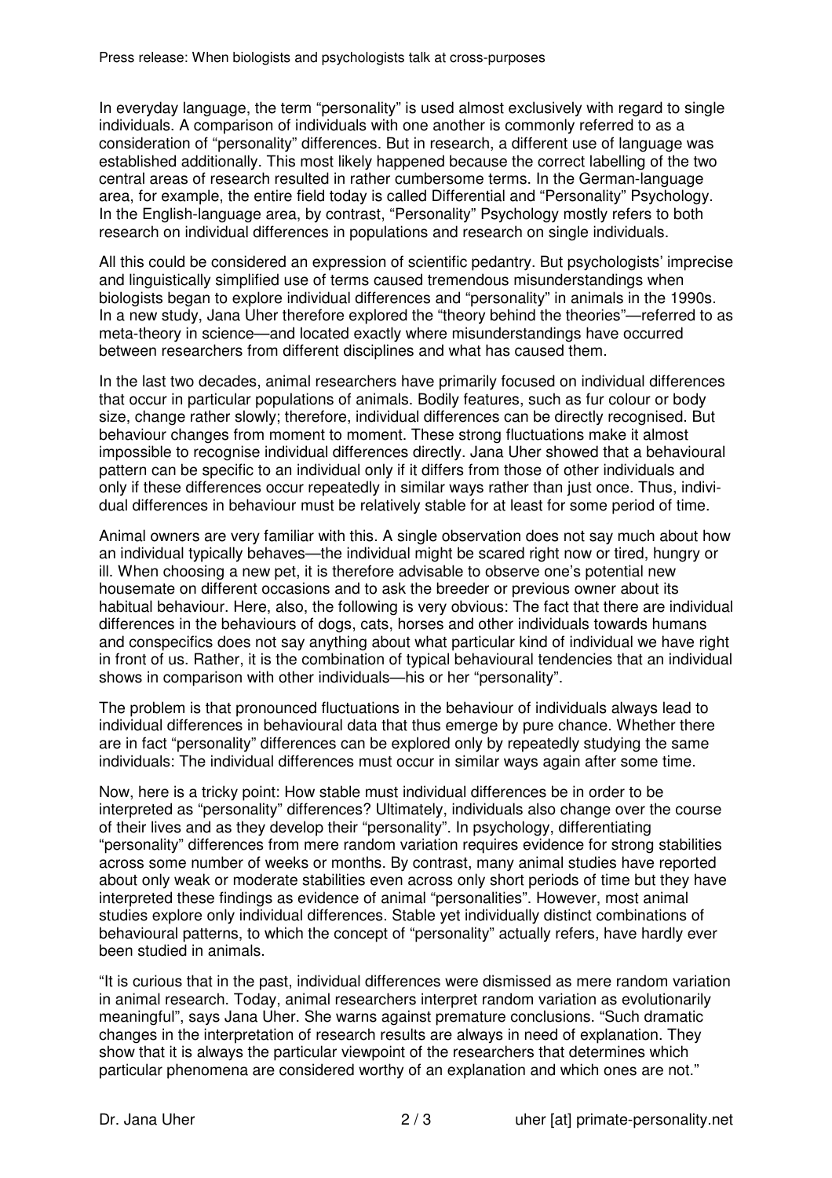In everyday language, the term "personality" is used almost exclusively with regard to single individuals. A comparison of individuals with one another is commonly referred to as a consideration of "personality" differences. But in research, a different use of language was established additionally. This most likely happened because the correct labelling of the two central areas of research resulted in rather cumbersome terms. In the German-language area, for example, the entire field today is called Differential and "Personality" Psychology. In the English-language area, by contrast, "Personality" Psychology mostly refers to both research on individual differences in populations and research on single individuals.

All this could be considered an expression of scientific pedantry. But psychologists' imprecise and linguistically simplified use of terms caused tremendous misunderstandings when biologists began to explore individual differences and "personality" in animals in the 1990s. In a new study, Jana Uher therefore explored the "theory behind the theories"—referred to as meta-theory in science—and located exactly where misunderstandings have occurred between researchers from different disciplines and what has caused them.

In the last two decades, animal researchers have primarily focused on individual differences that occur in particular populations of animals. Bodily features, such as fur colour or body size, change rather slowly; therefore, individual differences can be directly recognised. But behaviour changes from moment to moment. These strong fluctuations make it almost impossible to recognise individual differences directly. Jana Uher showed that a behavioural pattern can be specific to an individual only if it differs from those of other individuals and only if these differences occur repeatedly in similar ways rather than just once. Thus, individual differences in behaviour must be relatively stable for at least for some period of time.

Animal owners are very familiar with this. A single observation does not say much about how an individual typically behaves—the individual might be scared right now or tired, hungry or ill. When choosing a new pet, it is therefore advisable to observe one's potential new housemate on different occasions and to ask the breeder or previous owner about its habitual behaviour. Here, also, the following is very obvious: The fact that there are individual differences in the behaviours of dogs, cats, horses and other individuals towards humans and conspecifics does not say anything about what particular kind of individual we have right in front of us. Rather, it is the combination of typical behavioural tendencies that an individual shows in comparison with other individuals—his or her "personality".

The problem is that pronounced fluctuations in the behaviour of individuals always lead to individual differences in behavioural data that thus emerge by pure chance. Whether there are in fact "personality" differences can be explored only by repeatedly studying the same individuals: The individual differences must occur in similar ways again after some time.

Now, here is a tricky point: How stable must individual differences be in order to be interpreted as "personality" differences? Ultimately, individuals also change over the course of their lives and as they develop their "personality". In psychology, differentiating "personality" differences from mere random variation requires evidence for strong stabilities across some number of weeks or months. By contrast, many animal studies have reported about only weak or moderate stabilities even across only short periods of time but they have interpreted these findings as evidence of animal "personalities". However, most animal studies explore only individual differences. Stable yet individually distinct combinations of behavioural patterns, to which the concept of "personality" actually refers, have hardly ever been studied in animals.

"It is curious that in the past, individual differences were dismissed as mere random variation in animal research. Today, animal researchers interpret random variation as evolutionarily meaningful", says Jana Uher. She warns against premature conclusions. "Such dramatic changes in the interpretation of research results are always in need of explanation. They show that it is always the particular viewpoint of the researchers that determines which particular phenomena are considered worthy of an explanation and which ones are not."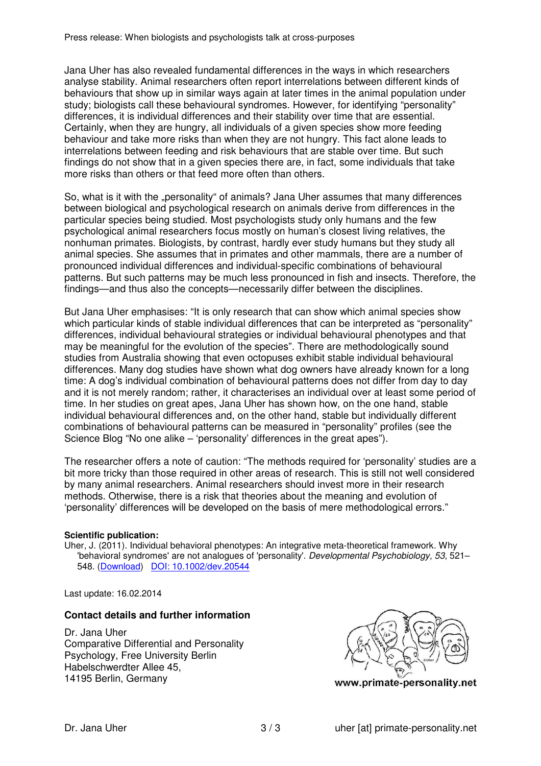Jana Uher has also revealed fundamental differences in the ways in which researchers analyse stability. Animal researchers often report interrelations between different kinds of behaviours that show up in similar ways again at later times in the animal population under study; biologists call these behavioural syndromes. However, for identifying "personality" differences, it is individual differences and their stability over time that are essential. Certainly, when they are hungry, all individuals of a given species show more feeding behaviour and take more risks than when they are not hungry. This fact alone leads to interrelations between feeding and risk behaviours that are stable over time. But such findings do not show that in a given species there are, in fact, some individuals that take more risks than others or that feed more often than others.

So, what is it with the „personality" of animals? Jana Uher assumes that many differences between biological and psychological research on animals derive from differences in the particular species being studied. Most psychologists study only humans and the few psychological animal researchers focus mostly on human's closest living relatives, the nonhuman primates. Biologists, by contrast, hardly ever study humans but they study all animal species. She assumes that in primates and other mammals, there are a number of pronounced individual differences and individual-specific combinations of behavioural patterns. But such patterns may be much less pronounced in fish and insects. Therefore, the findings—and thus also the concepts—necessarily differ between the disciplines.

But Jana Uher emphasises: "It is only research that can show which animal species show which particular kinds of stable individual differences that can be interpreted as "personality" differences, individual behavioural strategies or individual behavioural phenotypes and that may be meaningful for the evolution of the species". There are methodologically sound studies from Australia showing that even octopuses exhibit stable individual behavioural differences. Many dog studies have shown what dog owners have already known for a long time: A dog's individual combination of behavioural patterns does not differ from day to day and it is not merely random; rather, it characterises an individual over at least some period of time. In her studies on great apes, Jana Uher has shown how, on the one hand, stable individual behavioural differences and, on the other hand, stable but individually different combinations of behavioural patterns can be measured in "personality" profiles (see the Science Blog "No one alike – 'personality' differences in the great apes").

The researcher offers a note of caution: "The methods required for 'personality' studies are a bit more tricky than those required in other areas of research. This is still not well considered by many animal researchers. Animal researchers should invest more in their research methods. Otherwise, there is a risk that theories about the meaning and evolution of 'personality' differences will be developed on the basis of mere methodological errors."

**Scientific publication:**

Uher, J. (2011). Individual behavioral phenotypes: An integrative meta-theoretical framework. Why 'behavioral syndromes' are not analogues of 'personality'. *Developmental Psychobiology, 53*, 521–548. (Download) DOI: 10.1002/dev.20544

Last update: 16.02.2014

## Contact details and further information

Dr. Jana Uher
Comparative Differential and Personality Psychology, Free University Berlin
Habelschwerdter Allee 45,
14195 Berlin, Germany

www.primate-personality.net

uher [at] primate-personality.net